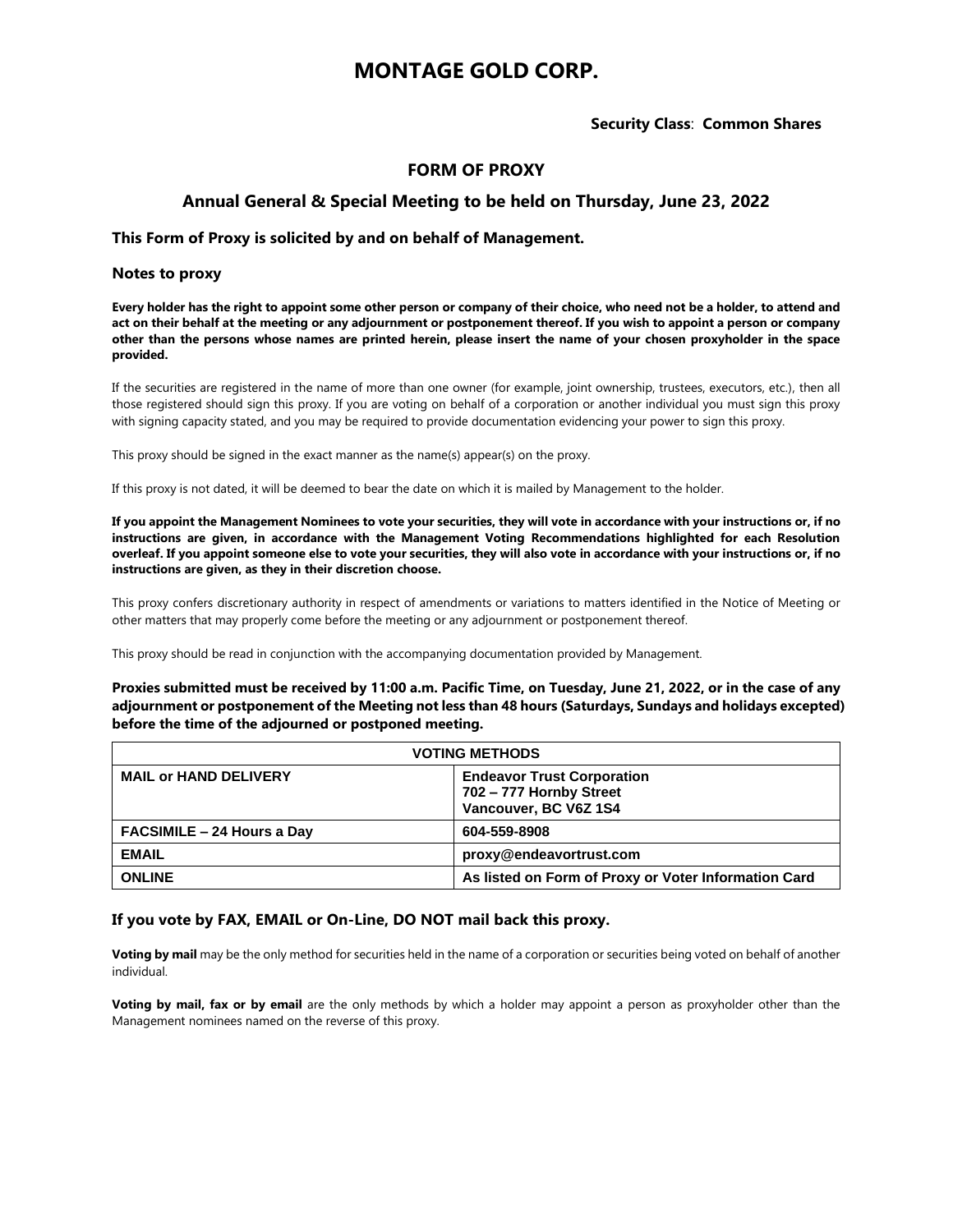# MONTAGE GOLD CORP.

**Security Class**: **Common Shares**

## FORM OF PROXY

### Annual General & Special Meeting to be held on Thursday, June 23, 2022

**This Form of Proxy is solicited by and on behalf of Management.**

**Notes to proxy**

**Every holder has the right to appoint some other person or company of their choice, who need not be a holder, to attend and act on their behalf at the meeting or any adjournment or postponement thereof. If you wish to appoint a person or company other than the persons whose names are printed herein, please insert the name of your chosen proxyholder in the space provided.**

If the securities are registered in the name of more than one owner (for example, joint ownership, trustees, executors, etc.), then all those registered should sign this proxy. If you are voting on behalf of a corporation or another individual you must sign this proxy with signing capacity stated, and you may be required to provide documentation evidencing your power to sign this proxy.

This proxy should be signed in the exact manner as the name(s) appear(s) on the proxy.

If this proxy is not dated, it will be deemed to bear the date on which it is mailed by Management to the holder.

**If you appoint the Management Nominees to vote your securities, they will vote in accordance with your instructions or, if no instructions are given, in accordance with the Management Voting Recommendations highlighted for each Resolution overleaf. If you appoint someone else to vote your securities, they will also vote in accordance with your instructions or, if no instructions are given, as they in their discretion choose.**

This proxy confers discretionary authority in respect of amendments or variations to matters identified in the Notice of Meeting or other matters that may properly come before the meeting or any adjournment or postponement thereof.

This proxy should be read in conjunction with the accompanying documentation provided by Management.

**Proxies submitted must be received by 11:00 a.m. Pacific Time, on Tuesday, June 21, 2022, or in the case of any adjournment or postponement of the Meeting not less than 48 hours (Saturdays, Sundays and holidays excepted) before the time of the adjourned or postponed meeting.**

| VOTING METHODS | |
|---|---|
| **MAIL or HAND DELIVERY** | **Endeavor Trust Corporation**<br>**702 – 777 Hornby Street**<br>**Vancouver, BC V6Z 1S4** |
| **FACSIMILE – 24 Hours a Day** | **604-559-8908** |
| **EMAIL** | **proxy@endeavortrust.com** |
| **ONLINE** | **As listed on Form of Proxy or Voter Information Card** |

**If you vote by FAX, EMAIL or On-Line, DO NOT mail back this proxy.**

**Voting by mail** may be the only method for securities held in the name of a corporation or securities being voted on behalf of another individual.

**Voting by mail, fax or by email** are the only methods by which a holder may appoint a person as proxyholder other than the Management nominees named on the reverse of this proxy.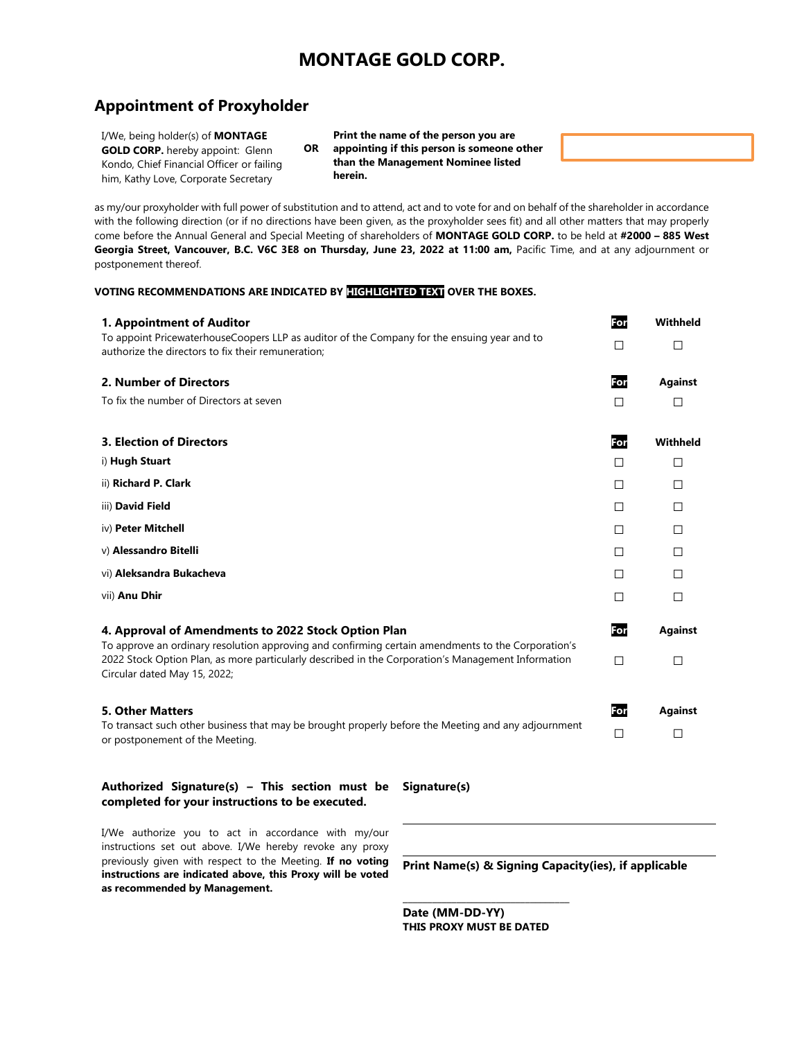# MONTAGE GOLD CORP.

## Appointment of Proxyholder

I/We, being holder(s) of **MONTAGE GOLD CORP.** hereby appoint: Glenn Kondo, Chief Financial Officer or failing him, Kathy Love, Corporate Secretary

**OR**

**Print the name of the person you are appointing if this person is someone other than the Management Nominee listed herein.**

as my/our proxyholder with full power of substitution and to attend, act and to vote for and on behalf of the shareholder in accordance with the following direction (or if no directions have been given, as the proxyholder sees fit) and all other matters that may properly come before the Annual General and Special Meeting of shareholders of **MONTAGE GOLD CORP.** to be held at **#2000 – 885 West Georgia Street, Vancouver, B.C. V6C 3E8 on Thursday, June 23, 2022 at 11:00 am,** Pacific Time, and at any adjournment or postponement thereof.

**VOTING RECOMMENDATIONS ARE INDICATED BY HIGHLIGHTED TEXT OVER THE BOXES.**

| | For | Withheld |
|---|---|---|
| **1. Appointment of Auditor**<br>To appoint PricewaterhouseCoopers LLP as auditor of the Company for the ensuing year and to authorize the directors to fix their remuneration; | ☐ | ☐ |

| | For | Against |
|---|---|---|
| **2. Number of Directors**<br>To fix the number of Directors at seven | ☐ | ☐ |

| **3. Election of Directors** | For | Withheld |
|---|---|---|
| i) **Hugh Stuart** | ☐ | ☐ |
| ii) **Richard P. Clark** | ☐ | ☐ |
| iii) **David Field** | ☐ | ☐ |
| iv) **Peter Mitchell** | ☐ | ☐ |
| v) **Alessandro Bitelli** | ☐ | ☐ |
| vi) **Aleksandra Bukacheva** | ☐ | ☐ |
| vii) **Anu Dhir** | ☐ | ☐ |

| | For | Against |
|---|---|---|
| **4. Approval of Amendments to 2022 Stock Option Plan**<br>To approve an ordinary resolution approving and confirming certain amendments to the Corporation's 2022 Stock Option Plan, as more particularly described in the Corporation's Management Information Circular dated May 15, 2022; | ☐ | ☐ |

| | For | Against |
|---|---|---|
| **5. Other Matters**<br>To transact such other business that may be brought properly before the Meeting and any adjournment or postponement of the Meeting. | ☐ | ☐ |

**Authorized Signature(s) – This section must be completed for your instructions to be executed.**

I/We authorize you to act in accordance with my/our instructions set out above. I/We hereby revoke any proxy previously given with respect to the Meeting. **If no voting instructions are indicated above, this Proxy will be voted as recommended by Management.**

**Signature(s)**

______________________________

______________________________

**Print Name(s) & Signing Capacity(ies), if applicable**

______________________________

**Date (MM-DD-YY)**
**THIS PROXY MUST BE DATED**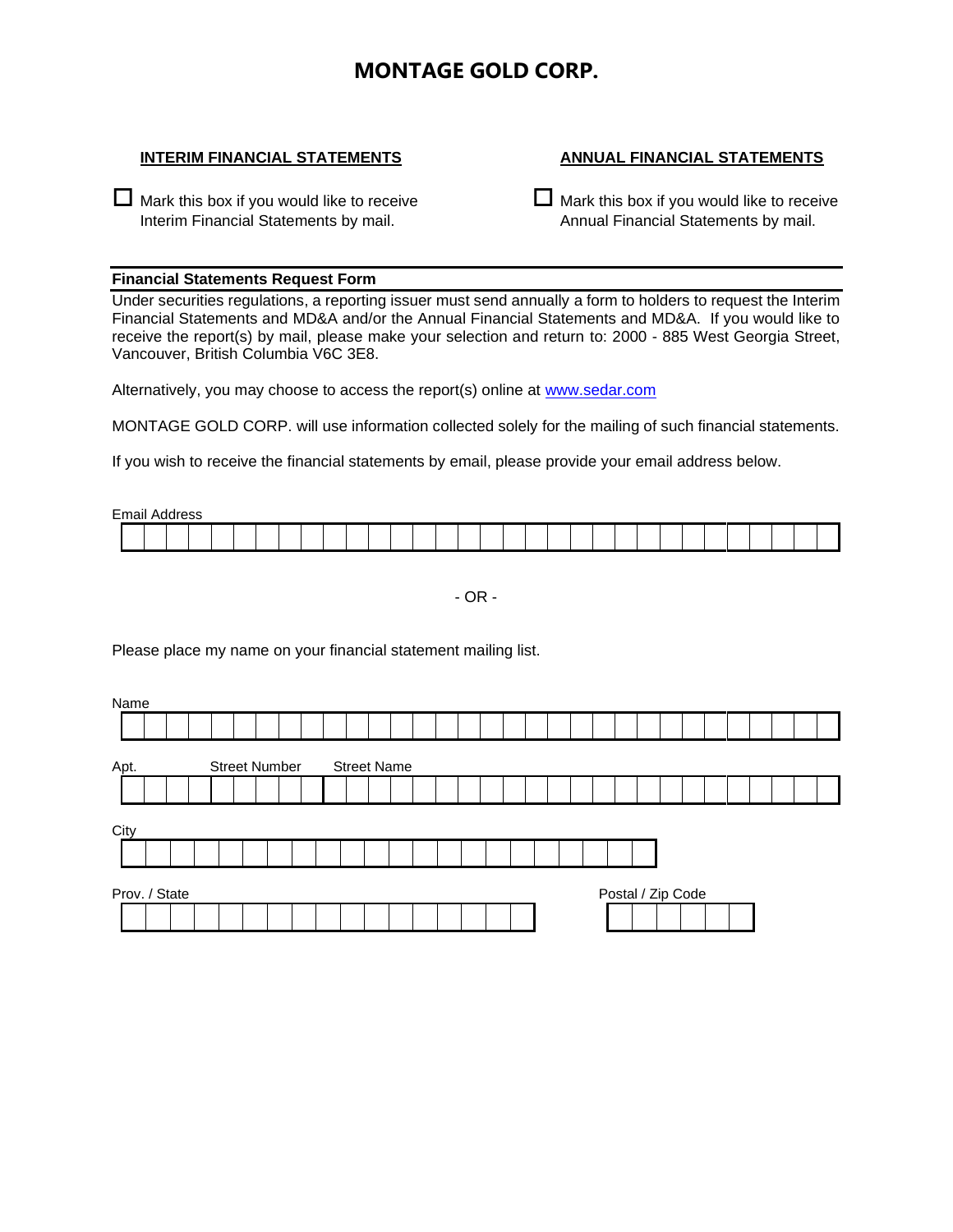# MONTAGE GOLD CORP.

**INTERIM FINANCIAL STATEMENTS**

☐ Mark this box if you would like to receive Interim Financial Statements by mail.

**ANNUAL FINANCIAL STATEMENTS**

☐ Mark this box if you would like to receive Annual Financial Statements by mail.

**Financial Statements Request Form**

Under securities regulations, a reporting issuer must send annually a form to holders to request the Interim Financial Statements and MD&A and/or the Annual Financial Statements and MD&A. If you would like to receive the report(s) by mail, please make your selection and return to: 2000 - 885 West Georgia Street, Vancouver, British Columbia V6C 3E8.

Alternatively, you may choose to access the report(s) online at www.sedar.com

MONTAGE GOLD CORP. will use information collected solely for the mailing of such financial statements.

If you wish to receive the financial statements by email, please provide your email address below.

Email Address

- OR -

Please place my name on your financial statement mailing list.

Name

Apt. Street Number Street Name

City

Prov. / State

Postal / Zip Code